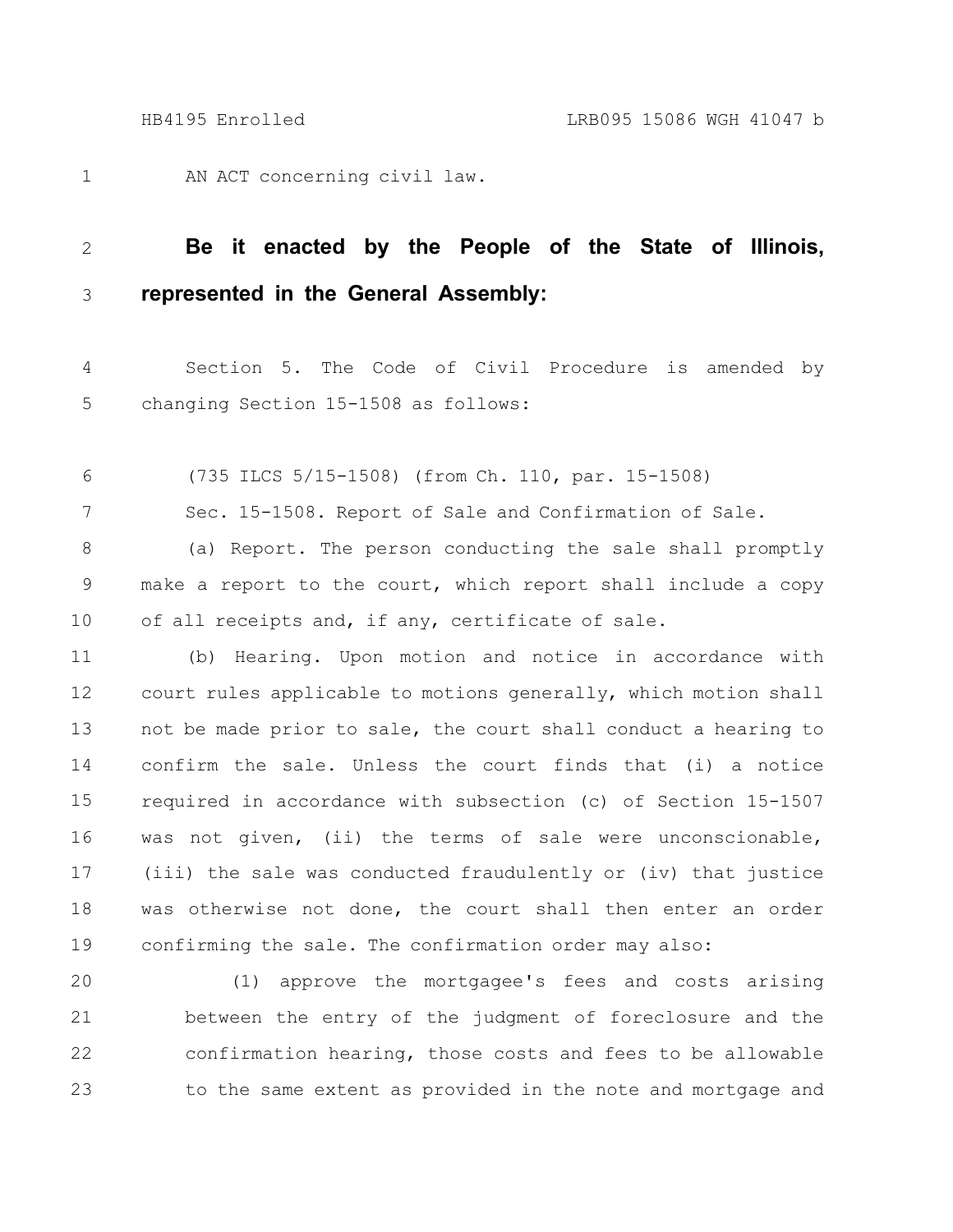AN ACT concerning civil law.

**Be it enacted by the People of the State of Illinois, represented in the General Assembly:**

Section 5. The Code of Civil Procedure is amended by changing Section 15-1508 as follows:

(735 ILCS 5/15-1508) (from Ch. 110, par. 15-1508)

Sec. 15-1508. Report of Sale and Confirmation of Sale.

(a) Report. The person conducting the sale shall promptly make a report to the court, which report shall include a copy of all receipts and, if any, certificate of sale.

(b) Hearing. Upon motion and notice in accordance with court rules applicable to motions generally, which motion shall not be made prior to sale, the court shall conduct a hearing to confirm the sale. Unless the court finds that (i) a notice required in accordance with subsection (c) of Section 15-1507 was not given, (ii) the terms of sale were unconscionable, (iii) the sale was conducted fraudulently or (iv) that justice was otherwise not done, the court shall then enter an order confirming the sale. The confirmation order may also:

(1) approve the mortgagee's fees and costs arising between the entry of the judgment of foreclosure and the confirmation hearing, those costs and fees to be allowable to the same extent as provided in the note and mortgage and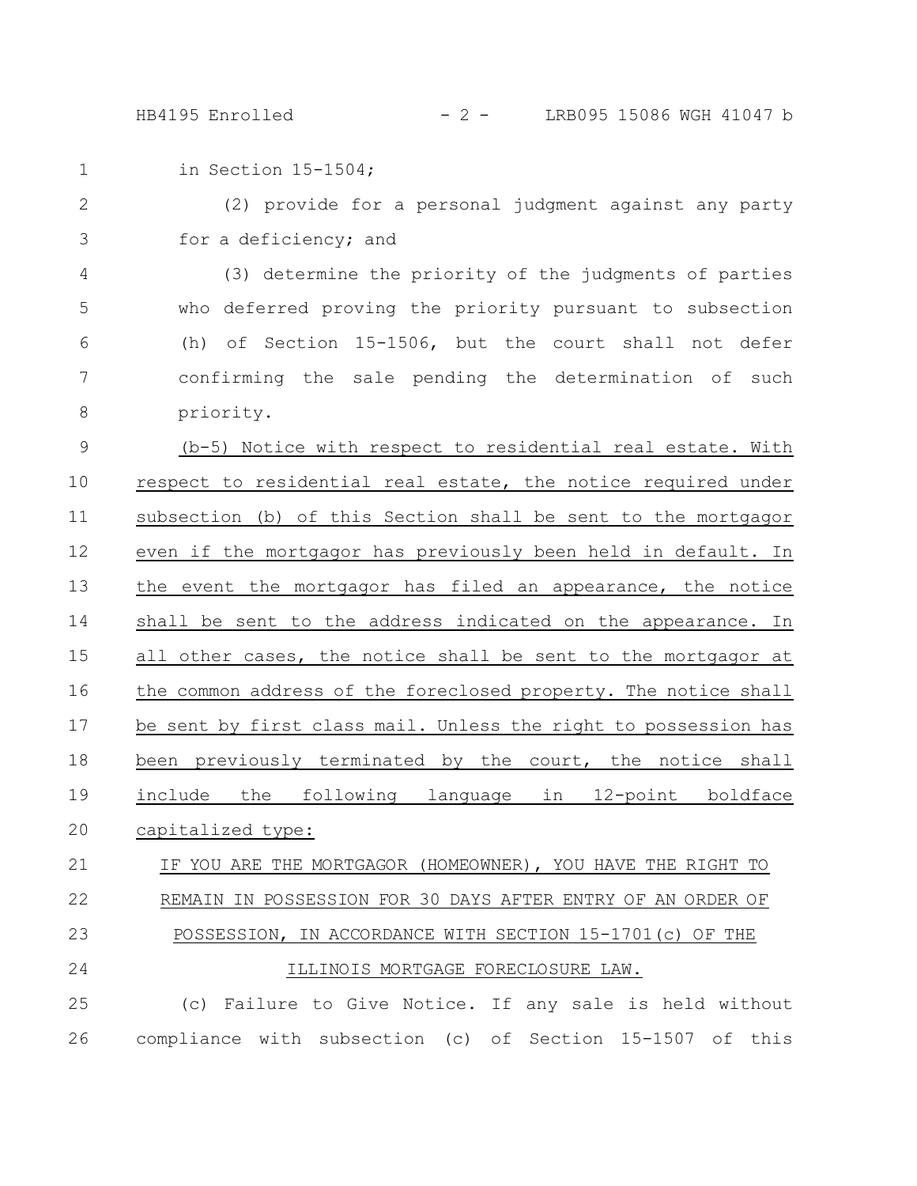in Section 15-1504;

(2) provide for a personal judgment against any party for a deficiency; and

(3) determine the priority of the judgments of parties who deferred proving the priority pursuant to subsection (h) of Section 15-1506, but the court shall not defer confirming the sale pending the determination of such priority.

(b-5) Notice with respect to residential real estate. With respect to residential real estate, the notice required under subsection (b) of this Section shall be sent to the mortgagor even if the mortgagor has previously been held in default. In the event the mortgagor has filed an appearance, the notice shall be sent to the address indicated on the appearance. In all other cases, the notice shall be sent to the mortgagor at the common address of the foreclosed property. The notice shall be sent by first class mail. Unless the right to possession has been previously terminated by the court, the notice shall include the following language in 12-point boldface capitalized type:

IF YOU ARE THE MORTGAGOR (HOMEOWNER), YOU HAVE THE RIGHT TO REMAIN IN POSSESSION FOR 30 DAYS AFTER ENTRY OF AN ORDER OF POSSESSION, IN ACCORDANCE WITH SECTION 15-1701(c) OF THE ILLINOIS MORTGAGE FORECLOSURE LAW.

(c) Failure to Give Notice. If any sale is held without compliance with subsection (c) of Section 15-1507 of this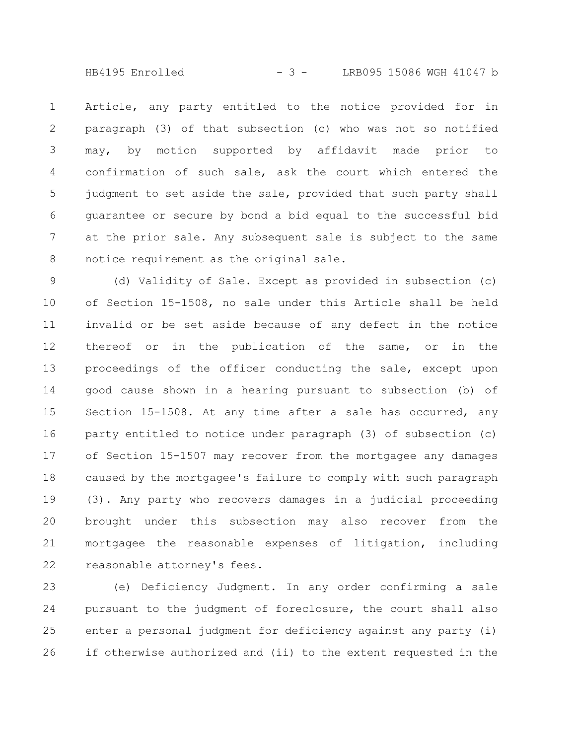Article, any party entitled to the notice provided for in paragraph (3) of that subsection (c) who was not so notified may, by motion supported by affidavit made prior to confirmation of such sale, ask the court which entered the judgment to set aside the sale, provided that such party shall guarantee or secure by bond a bid equal to the successful bid at the prior sale. Any subsequent sale is subject to the same notice requirement as the original sale.

(d) Validity of Sale. Except as provided in subsection (c) of Section 15-1508, no sale under this Article shall be held invalid or be set aside because of any defect in the notice thereof or in the publication of the same, or in the proceedings of the officer conducting the sale, except upon good cause shown in a hearing pursuant to subsection (b) of Section 15-1508. At any time after a sale has occurred, any party entitled to notice under paragraph (3) of subsection (c) of Section 15-1507 may recover from the mortgagee any damages caused by the mortgagee's failure to comply with such paragraph (3). Any party who recovers damages in a judicial proceeding brought under this subsection may also recover from the mortgagee the reasonable expenses of litigation, including reasonable attorney's fees.

(e) Deficiency Judgment. In any order confirming a sale pursuant to the judgment of foreclosure, the court shall also enter a personal judgment for deficiency against any party (i) if otherwise authorized and (ii) to the extent requested in the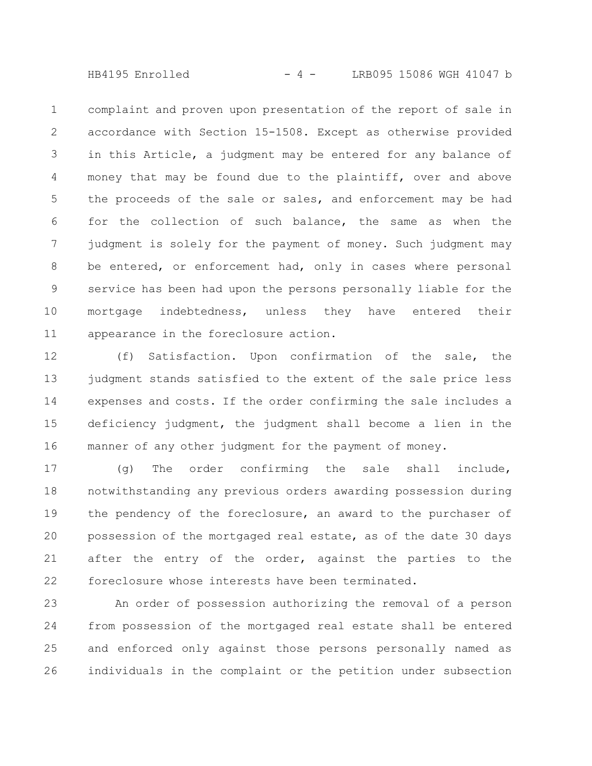complaint and proven upon presentation of the report of sale in accordance with Section 15-1508. Except as otherwise provided in this Article, a judgment may be entered for any balance of money that may be found due to the plaintiff, over and above the proceeds of the sale or sales, and enforcement may be had for the collection of such balance, the same as when the judgment is solely for the payment of money. Such judgment may be entered, or enforcement had, only in cases where personal service has been had upon the persons personally liable for the mortgage indebtedness, unless they have entered their appearance in the foreclosure action.

(f) Satisfaction. Upon confirmation of the sale, the judgment stands satisfied to the extent of the sale price less expenses and costs. If the order confirming the sale includes a deficiency judgment, the judgment shall become a lien in the manner of any other judgment for the payment of money.

(g) The order confirming the sale shall include, notwithstanding any previous orders awarding possession during the pendency of the foreclosure, an award to the purchaser of possession of the mortgaged real estate, as of the date 30 days after the entry of the order, against the parties to the foreclosure whose interests have been terminated.

An order of possession authorizing the removal of a person from possession of the mortgaged real estate shall be entered and enforced only against those persons personally named as individuals in the complaint or the petition under subsection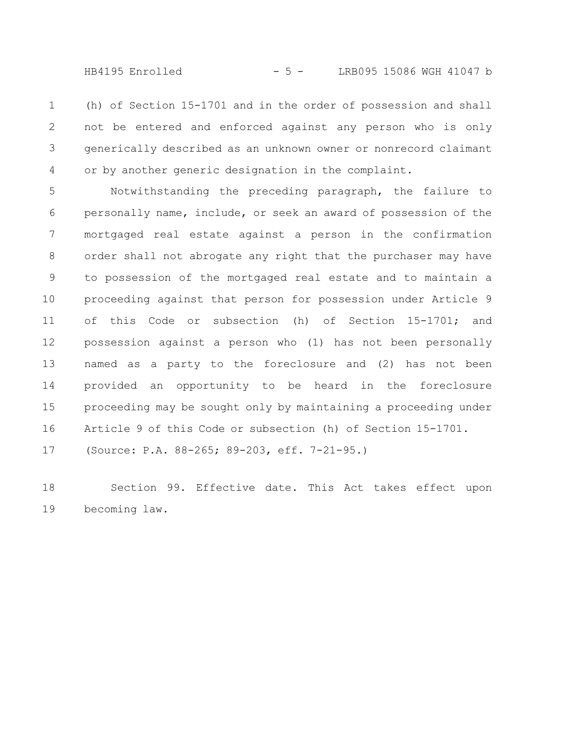(h) of Section 15-1701 and in the order of possession and shall not be entered and enforced against any person who is only generically described as an unknown owner or nonrecord claimant or by another generic designation in the complaint.

Notwithstanding the preceding paragraph, the failure to personally name, include, or seek an award of possession of the mortgaged real estate against a person in the confirmation order shall not abrogate any right that the purchaser may have to possession of the mortgaged real estate and to maintain a proceeding against that person for possession under Article 9 of this Code or subsection (h) of Section 15-1701; and possession against a person who (1) has not been personally named as a party to the foreclosure and (2) has not been provided an opportunity to be heard in the foreclosure proceeding may be sought only by maintaining a proceeding under Article 9 of this Code or subsection (h) of Section 15-1701.

(Source: P.A. 88-265; 89-203, eff. 7-21-95.)

Section 99. Effective date. This Act takes effect upon becoming law.